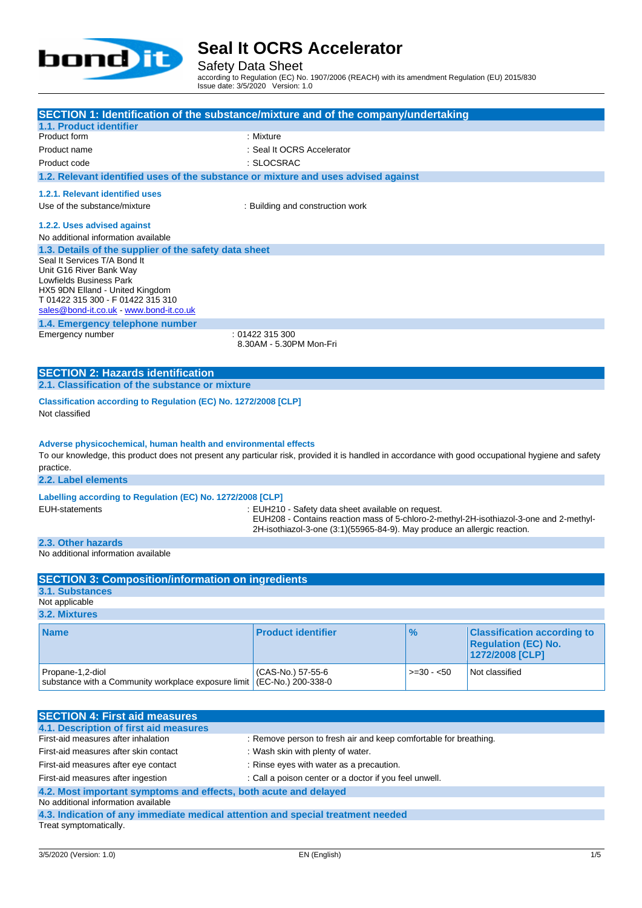# Seal It OCRS Accelerator

Safety Data Sheet

according to Regulation (EC) No. 1907/2006 (REACH) with its amendment Regulation (EU) 2015/830

Issue date: 3/5/2020 Version: 1.0

## SECTION 1: Identification of the substance/mixture and of the company/undertaking

### 1.1. Product identifier

Product form : Mixture

Product name : Seal It OCRS Accelerator

Product code : SLOCSRAC

### 1.2. Relevant identified uses of the substance or mixture and uses advised against

#### 1.2.1. Relevant identified uses

Use of the substance/mixture : Building and construction work

#### 1.2.2. Uses advised against

No additional information available

### 1.3. Details of the supplier of the safety data sheet

Seal It Services T/A Bond It
Unit G16 River Bank Way
Lowfields Business Park
HX5 9DN Elland - United Kingdom
T 01422 315 300 - F 01422 315 310
sales@bond-it.co.uk - www.bond-it.co.uk

### 1.4. Emergency telephone number

Emergency number : 01422 315 300
8.30AM - 5.30PM Mon-Fri

## SECTION 2: Hazards identification

### 2.1. Classification of the substance or mixture

**Classification according to Regulation (EC) No. 1272/2008 [CLP]**

Not classified

**Adverse physicochemical, human health and environmental effects**

To our knowledge, this product does not present any particular risk, provided it is handled in accordance with good occupational hygiene and safety practice.

### 2.2. Label elements

**Labelling according to Regulation (EC) No. 1272/2008 [CLP]**

EUH-statements : EUH210 - Safety data sheet available on request.
EUH208 - Contains reaction mass of 5-chloro-2-methyl-2H-isothiazol-3-one and 2-methyl-2H-isothiazol-3-one (3:1)(55965-84-9). May produce an allergic reaction.

### 2.3. Other hazards

No additional information available

## SECTION 3: Composition/information on ingredients

### 3.1. Substances

Not applicable

### 3.2. Mixtures

| Name | Product identifier | % | Classification according to Regulation (EC) No. 1272/2008 [CLP] |
|---|---|---|---|
| Propane-1,2-diol<br>substance with a Community workplace exposure limit | (CAS-No.) 57-55-6<br>(EC-No.) 200-338-0 | >=30 - <50 | Not classified |

## SECTION 4: First aid measures

### 4.1. Description of first aid measures

First-aid measures after inhalation : Remove person to fresh air and keep comfortable for breathing.

First-aid measures after skin contact : Wash skin with plenty of water.

First-aid measures after eye contact : Rinse eyes with water as a precaution.

First-aid measures after ingestion : Call a poison center or a doctor if you feel unwell.

### 4.2. Most important symptoms and effects, both acute and delayed

No additional information available

### 4.3. Indication of any immediate medical attention and special treatment needed

Treat symptomatically.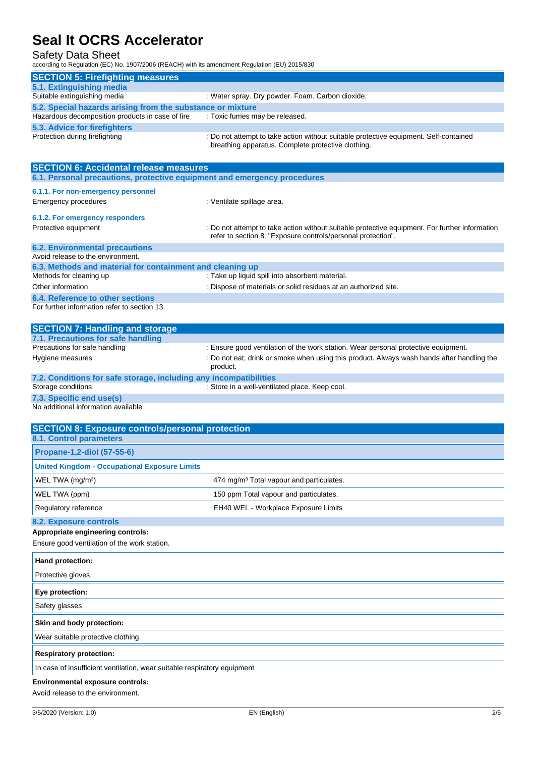# Seal It OCRS Accelerator

Safety Data Sheet

according to Regulation (EC) No. 1907/2006 (REACH) with its amendment Regulation (EU) 2015/830

## SECTION 5: Firefighting measures

### 5.1. Extinguishing media

Suitable extinguishing media : Water spray. Dry powder. Foam. Carbon dioxide.

### 5.2. Special hazards arising from the substance or mixture

Hazardous decomposition products in case of fire : Toxic fumes may be released.

### 5.3. Advice for firefighters

Protection during firefighting : Do not attempt to take action without suitable protective equipment. Self-contained breathing apparatus. Complete protective clothing.

## SECTION 6: Accidental release measures

### 6.1. Personal precautions, protective equipment and emergency procedures

#### 6.1.1. For non-emergency personnel

Emergency procedures : Ventilate spillage area.

#### 6.1.2. For emergency responders

Protective equipment : Do not attempt to take action without suitable protective equipment. For further information refer to section 8: "Exposure controls/personal protection".

### 6.2. Environmental precautions

Avoid release to the environment.

### 6.3. Methods and material for containment and cleaning up

Methods for cleaning up : Take up liquid spill into absorbent material.

Other information : Dispose of materials or solid residues at an authorized site.

### 6.4. Reference to other sections

For further information refer to section 13.

## SECTION 7: Handling and storage

### 7.1. Precautions for safe handling

Precautions for safe handling : Ensure good ventilation of the work station. Wear personal protective equipment.

Hygiene measures : Do not eat, drink or smoke when using this product. Always wash hands after handling the product.

### 7.2. Conditions for safe storage, including any incompatibilities

Storage conditions : Store in a well-ventilated place. Keep cool.

### 7.3. Specific end use(s)

No additional information available

## SECTION 8: Exposure controls/personal protection

### 8.1. Control parameters

| Propane-1,2-diol (57-55-6) | |
|---|---|
| **United Kingdom - Occupational Exposure Limits** | |
| WEL TWA (mg/m³) | 474 mg/m³ Total vapour and particulates. |
| WEL TWA (ppm) | 150 ppm Total vapour and particulates. |
| Regulatory reference | EH40 WEL - Workplace Exposure Limits |

### 8.2. Exposure controls

**Appropriate engineering controls:**

Ensure good ventilation of the work station.

**Hand protection:**

Protective gloves

**Eye protection:**

Safety glasses

**Skin and body protection:**

Wear suitable protective clothing

**Respiratory protection:**

In case of insufficient ventilation, wear suitable respiratory equipment

**Environmental exposure controls:**

Avoid release to the environment.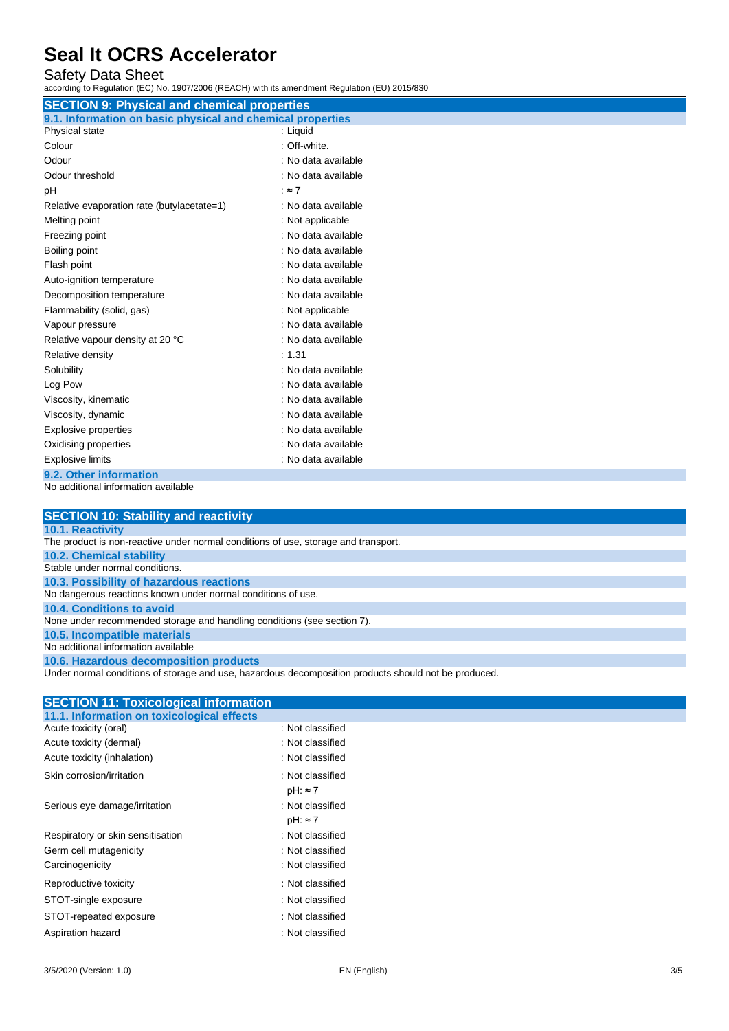## SECTION 9: Physical and chemical properties

### 9.1. Information on basic physical and chemical properties

| | |
|---|---|
| Physical state | : Liquid |
| Colour | : Off-white. |
| Odour | : No data available |
| Odour threshold | : No data available |
| pH | : ≈ 7 |
| Relative evaporation rate (butylacetate=1) | : No data available |
| Melting point | : Not applicable |
| Freezing point | : No data available |
| Boiling point | : No data available |
| Flash point | : No data available |
| Auto-ignition temperature | : No data available |
| Decomposition temperature | : No data available |
| Flammability (solid, gas) | : Not applicable |
| Vapour pressure | : No data available |
| Relative vapour density at 20 °C | : No data available |
| Relative density | : 1.31 |
| Solubility | : No data available |
| Log Pow | : No data available |
| Viscosity, kinematic | : No data available |
| Viscosity, dynamic | : No data available |
| Explosive properties | : No data available |
| Oxidising properties | : No data available |
| Explosive limits | : No data available |

### 9.2. Other information

No additional information available

## SECTION 10: Stability and reactivity

### 10.1. Reactivity

The product is non-reactive under normal conditions of use, storage and transport.

### 10.2. Chemical stability

Stable under normal conditions.

### 10.3. Possibility of hazardous reactions

No dangerous reactions known under normal conditions of use.

### 10.4. Conditions to avoid

None under recommended storage and handling conditions (see section 7).

### 10.5. Incompatible materials

No additional information available

### 10.6. Hazardous decomposition products

Under normal conditions of storage and use, hazardous decomposition products should not be produced.

## SECTION 11: Toxicological information

### 11.1. Information on toxicological effects

| | |
|---|---|
| Acute toxicity (oral) | : Not classified |
| Acute toxicity (dermal) | : Not classified |
| Acute toxicity (inhalation) | : Not classified |
| Skin corrosion/irritation | : Not classified<br>pH: ≈ 7 |
| Serious eye damage/irritation | : Not classified<br>pH: ≈ 7 |
| Respiratory or skin sensitisation | : Not classified |
| Germ cell mutagenicity | : Not classified |
| Carcinogenicity | : Not classified |
| Reproductive toxicity | : Not classified |
| STOT-single exposure | : Not classified |
| STOT-repeated exposure | : Not classified |
| Aspiration hazard | : Not classified |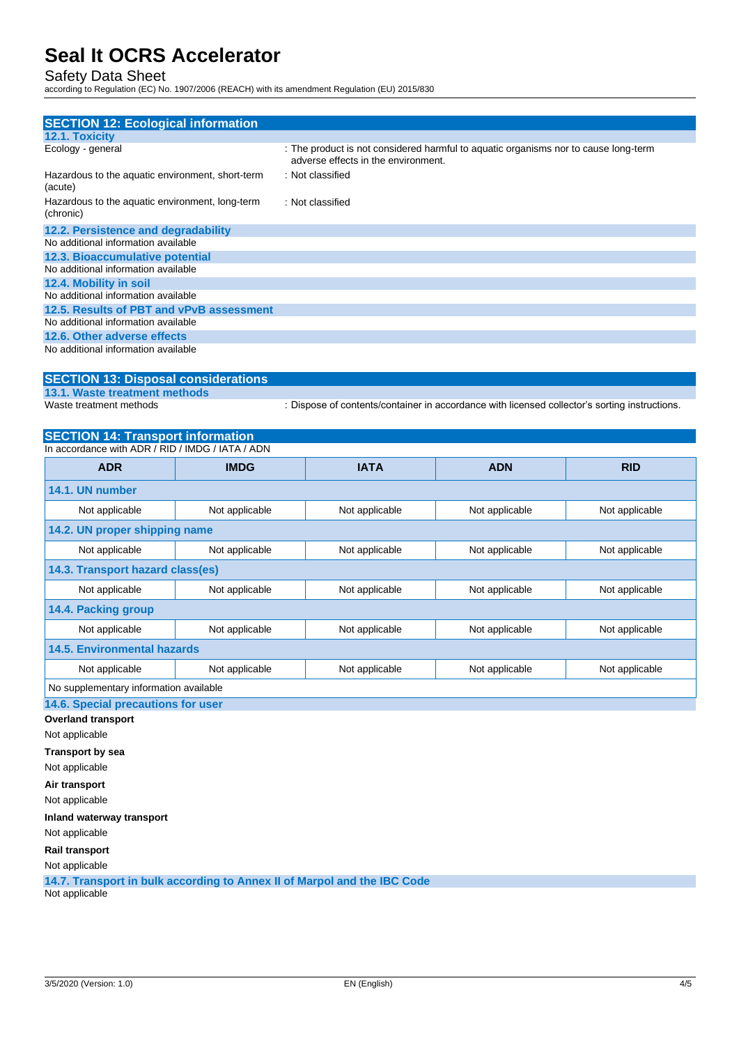## SECTION 12: Ecological information

### 12.1. Toxicity

| | |
|---|---|
| Ecology - general | : The product is not considered harmful to aquatic organisms nor to cause long-term adverse effects in the environment. |
| Hazardous to the aquatic environment, short-term (acute) | : Not classified |
| Hazardous to the aquatic environment, long-term (chronic) | : Not classified |

### 12.2. Persistence and degradability

No additional information available

### 12.3. Bioaccumulative potential

No additional information available

### 12.4. Mobility in soil

No additional information available

### 12.5. Results of PBT and vPvB assessment

No additional information available

### 12.6. Other adverse effects

No additional information available

## SECTION 13: Disposal considerations

### 13.1. Waste treatment methods

| | |
|---|---|
| Waste treatment methods | : Dispose of contents/container in accordance with licensed collector's sorting instructions. |

## SECTION 14: Transport information

In accordance with ADR / RID / IMDG / IATA / ADN

| ADR | IMDG | IATA | ADN | RID |
|---|---|---|---|---|
| **14.1. UN number** | | | | |
| Not applicable | Not applicable | Not applicable | Not applicable | Not applicable |
| **14.2. UN proper shipping name** | | | | |
| Not applicable | Not applicable | Not applicable | Not applicable | Not applicable |
| **14.3. Transport hazard class(es)** | | | | |
| Not applicable | Not applicable | Not applicable | Not applicable | Not applicable |
| **14.4. Packing group** | | | | |
| Not applicable | Not applicable | Not applicable | Not applicable | Not applicable |
| **14.5. Environmental hazards** | | | | |
| Not applicable | Not applicable | Not applicable | Not applicable | Not applicable |
| No supplementary information available | | | | |

### 14.6. Special precautions for user

**Overland transport**

Not applicable

**Transport by sea**

Not applicable

**Air transport**

Not applicable

**Inland waterway transport**

Not applicable

**Rail transport**

Not applicable

### 14.7. Transport in bulk according to Annex II of Marpol and the IBC Code

Not applicable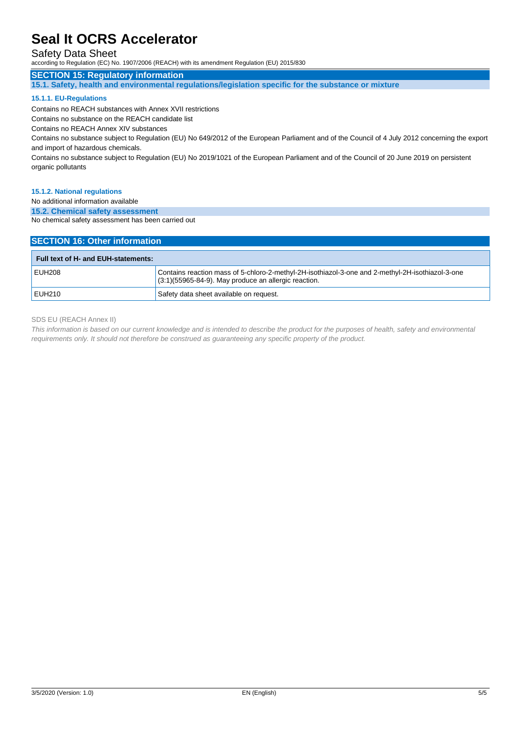## SECTION 15: Regulatory information

### 15.1. Safety, health and environmental regulations/legislation specific for the substance or mixture

#### 15.1.1. EU-Regulations

Contains no REACH substances with Annex XVII restrictions

Contains no substance on the REACH candidate list

Contains no REACH Annex XIV substances

Contains no substance subject to Regulation (EU) No 649/2012 of the European Parliament and of the Council of 4 July 2012 concerning the export and import of hazardous chemicals.

Contains no substance subject to Regulation (EU) No 2019/1021 of the European Parliament and of the Council of 20 June 2019 on persistent organic pollutants

#### 15.1.2. National regulations

No additional information available

### 15.2. Chemical safety assessment

No chemical safety assessment has been carried out

## SECTION 16: Other information

| Full text of H- and EUH-statements: | |
|---|---|
| EUH208 | Contains reaction mass of 5-chloro-2-methyl-2H-isothiazol-3-one and 2-methyl-2H-isothiazol-3-one (3:1)(55965-84-9). May produce an allergic reaction. |
| EUH210 | Safety data sheet available on request. |

SDS EU (REACH Annex II)

*This information is based on our current knowledge and is intended to describe the product for the purposes of health, safety and environmental requirements only. It should not therefore be construed as guaranteeing any specific property of the product.*